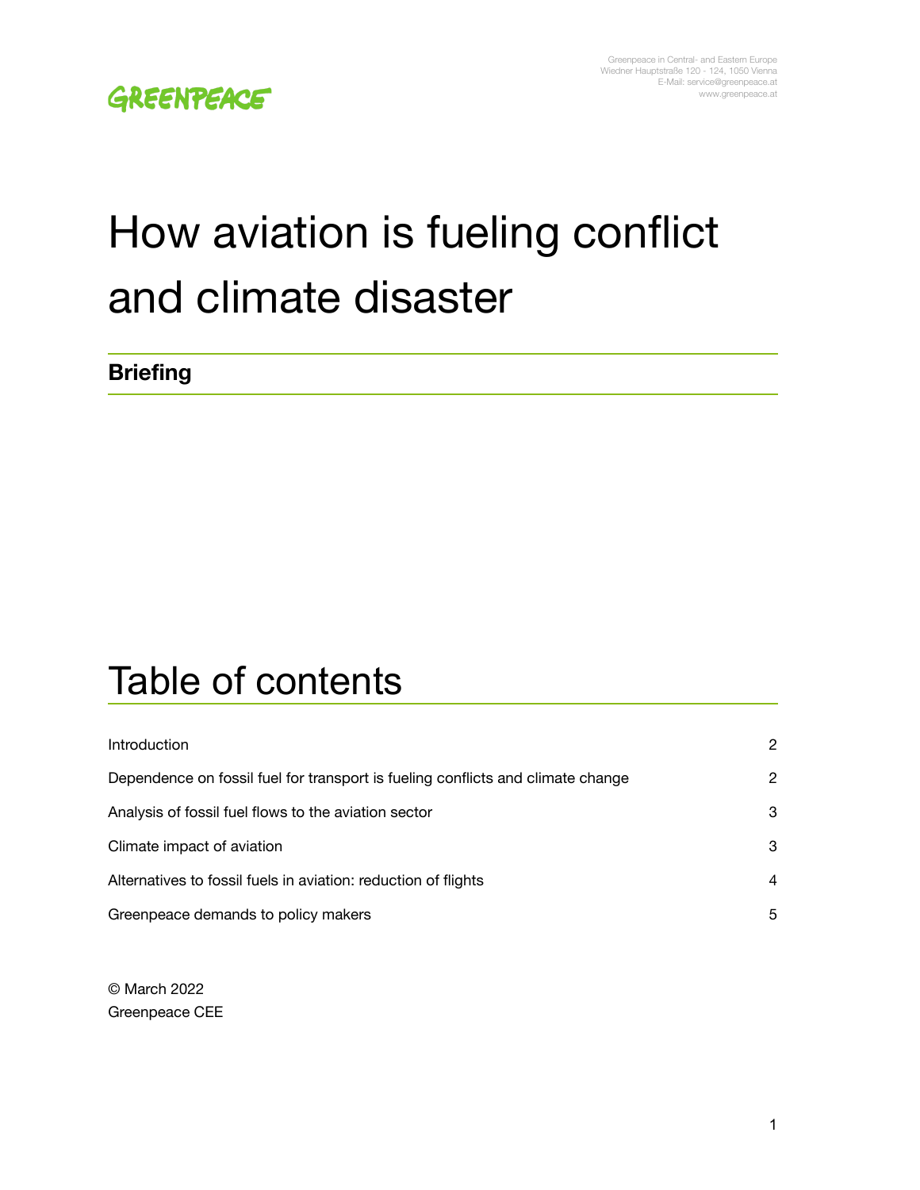Greenpeace in Central- and Eastern Europe
Wiedner Hauptstraße 120 - 124, 1050 Vienna
E-Mail: service@greenpeace.at
www.greenpeace.at

GREENPEACE

# How aviation is fueling conflict and climate disaster

**Briefing**

## Table of contents

| | |
|---|---|
| Introduction | 2 |
| Dependence on fossil fuel for transport is fueling conflicts and climate change | 2 |
| Analysis of fossil fuel flows to the aviation sector | 3 |
| Climate impact of aviation | 3 |
| Alternatives to fossil fuels in aviation: reduction of flights | 4 |
| Greenpeace demands to policy makers | 5 |

© March 2022
Greenpeace CEE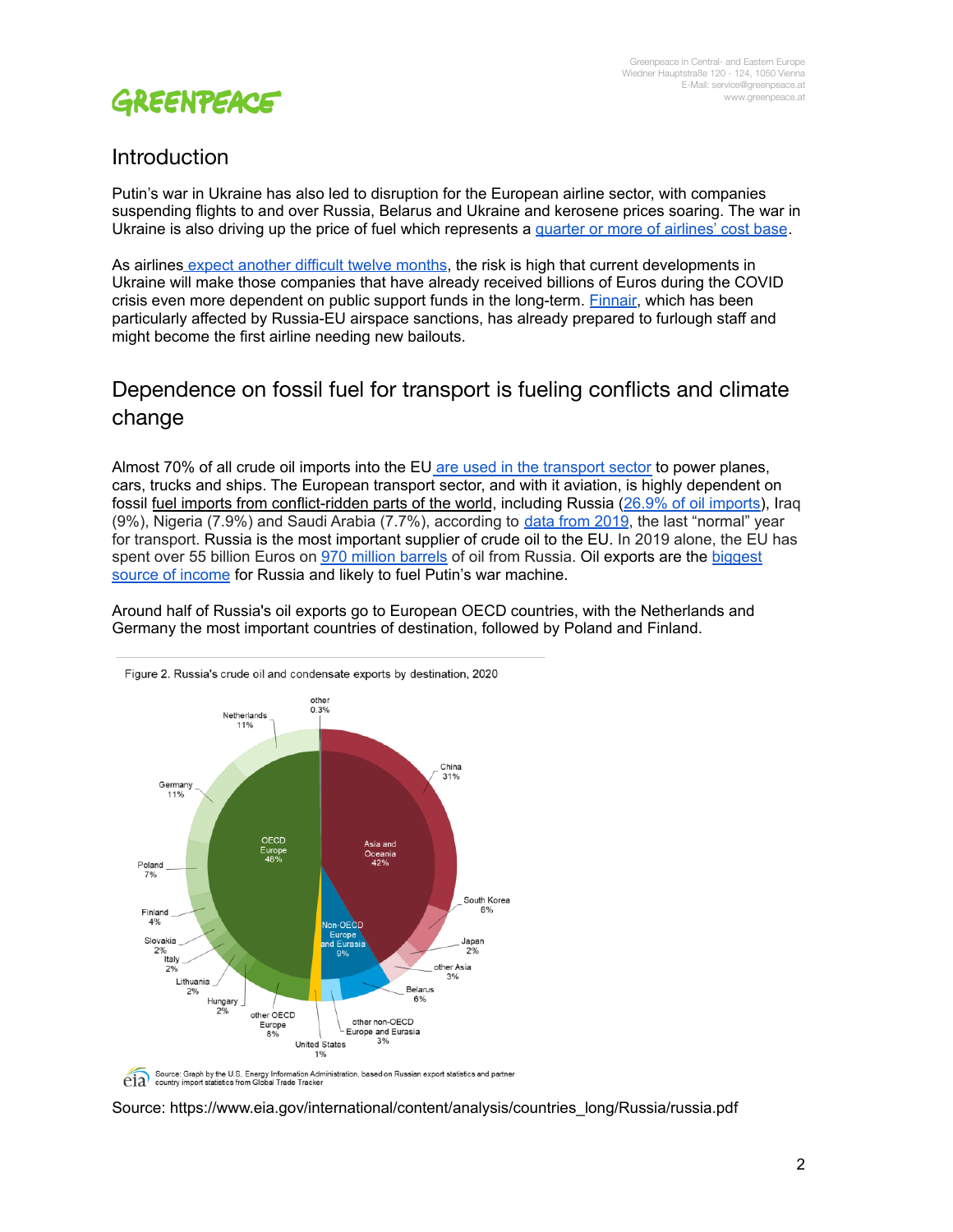## Introduction

Putin's war in Ukraine has also led to disruption for the European airline sector, with companies suspending flights to and over Russia, Belarus and Ukraine and kerosene prices soaring. The war in Ukraine is also driving up the price of fuel which represents a quarter or more of airlines' cost base.

As airlines expect another difficult twelve months, the risk is high that current developments in Ukraine will make those companies that have already received billions of Euros during the COVID crisis even more dependent on public support funds in the long-term. Finnair, which has been particularly affected by Russia-EU airspace sanctions, has already prepared to furlough staff and might become the first airline needing new bailouts.

## Dependence on fossil fuel for transport is fueling conflicts and climate change

Almost 70% of all crude oil imports into the EU are used in the transport sector to power planes, cars, trucks and ships. The European transport sector, and with it aviation, is highly dependent on fossil fuel imports from conflict-ridden parts of the world, including Russia (26.9% of oil imports), Iraq (9%), Nigeria (7.9%) and Saudi Arabia (7.7%), according to data from 2019, the last "normal" year for transport. Russia is the most important supplier of crude oil to the EU. In 2019 alone, the EU has spent over 55 billion Euros on 970 million barrels of oil from Russia. Oil exports are the biggest source of income for Russia and likely to fuel Putin's war machine.

Around half of Russia's oil exports go to European OECD countries, with the Netherlands and Germany the most important countries of destination, followed by Poland and Finland.

Figure 2. Russia's crude oil and condensate exports by destination, 2020

| Region | Share | Destination | Share |
|---|---|---|---|
| OECD Europe | 48% | Netherlands | 11% |
| | | Germany | 11% |
| | | Poland | 7% |
| | | Finland | 4% |
| | | Slovakia | 2% |
| | | Italy | 2% |
| | | Lithuania | 2% |
| | | Hungary | 2% |
| | | other OECD Europe | 8% |
| Asia and Oceania | 42% | China | 31% |
| | | South Korea | 6% |
| | | Japan | 2% |
| | | other Asia | 3% |
| Non-OECD Europe and Eurasia | 9% | Belarus | 6% |
| | | other non-OECD Europe and Eurasia | 3% |
| | | United States | 1% |
| | | other | 0.3% |

Source: Graph by the U.S. Energy Information Administration, based on Russian export statistics and partner country import statistics from Global Trade Tracker

Source: https://www.eia.gov/international/content/analysis/countries_long/Russia/russia.pdf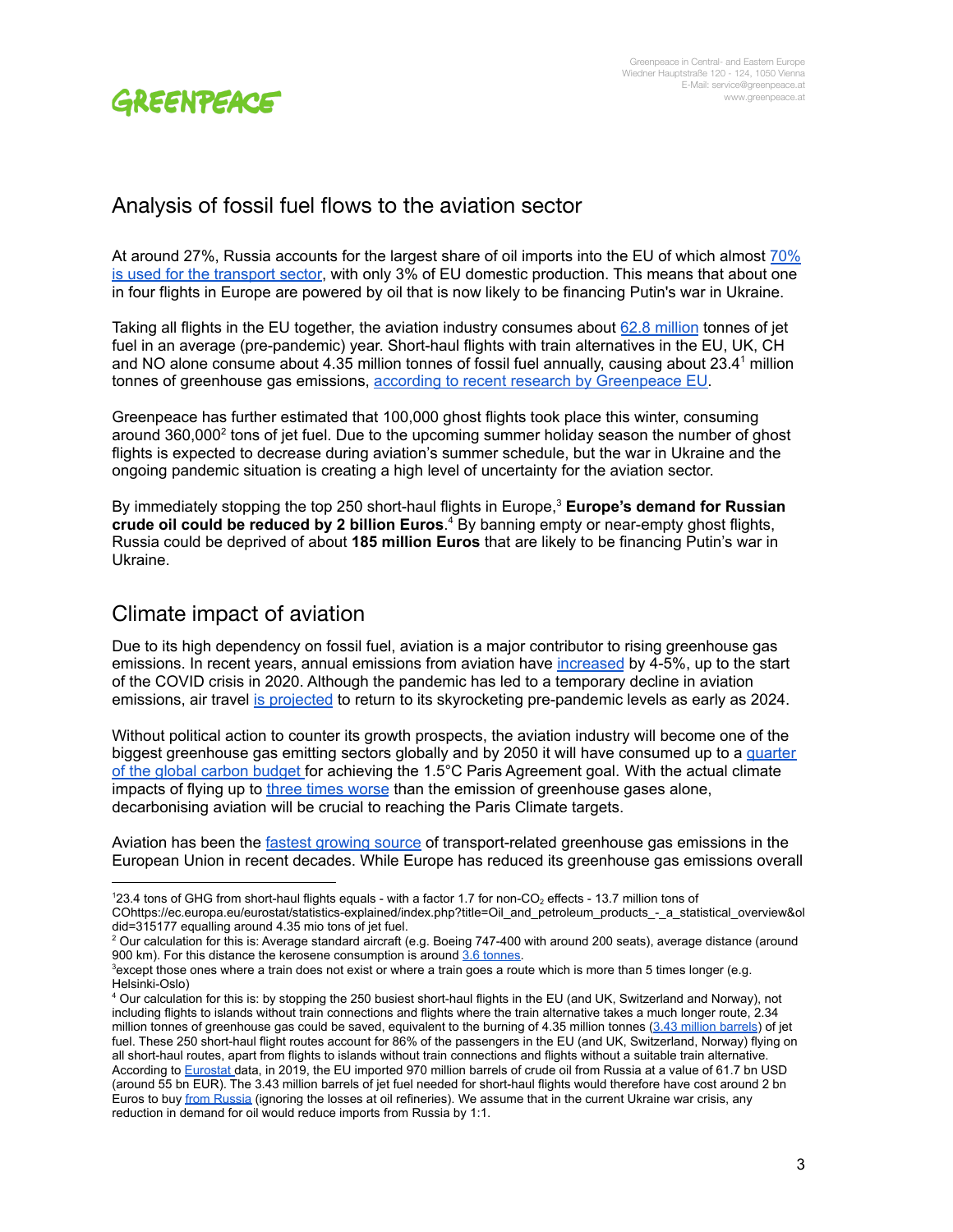## Analysis of fossil fuel flows to the aviation sector

At around 27%, Russia accounts for the largest share of oil imports into the EU of which almost 70% is used for the transport sector, with only 3% of EU domestic production. This means that about one in four flights in Europe are powered by oil that is now likely to be financing Putin's war in Ukraine.

Taking all flights in the EU together, the aviation industry consumes about 62.8 million tonnes of jet fuel in an average (pre-pandemic) year. Short-haul flights with train alternatives in the EU, UK, CH and NO alone consume about 4.35 million tonnes of fossil fuel annually, causing about 23.4[1] million tonnes of greenhouse gas emissions, according to recent research by Greenpeace EU.

Greenpeace has further estimated that 100,000 ghost flights took place this winter, consuming around 360,000[2] tons of jet fuel. Due to the upcoming summer holiday season the number of ghost flights is expected to decrease during aviation's summer schedule, but the war in Ukraine and the ongoing pandemic situation is creating a high level of uncertainty for the aviation sector.

By immediately stopping the top 250 short-haul flights in Europe,[3] **Europe's demand for Russian crude oil could be reduced by 2 billion Euros**.[4] By banning empty or near-empty ghost flights, Russia could be deprived of about **185 million Euros** that are likely to be financing Putin's war in Ukraine.

## Climate impact of aviation

Due to its high dependency on fossil fuel, aviation is a major contributor to rising greenhouse gas emissions. In recent years, annual emissions from aviation have increased by 4-5%, up to the start of the COVID crisis in 2020. Although the pandemic has led to a temporary decline in aviation emissions, air travel is projected to return to its skyrocketing pre-pandemic levels as early as 2024.

Without political action to counter its growth prospects, the aviation industry will become one of the biggest greenhouse gas emitting sectors globally and by 2050 it will have consumed up to a quarter of the global carbon budget for achieving the 1.5°C Paris Agreement goal. With the actual climate impacts of flying up to three times worse than the emission of greenhouse gases alone, decarbonising aviation will be crucial to reaching the Paris Climate targets.

Aviation has been the fastest growing source of transport-related greenhouse gas emissions in the European Union in recent decades. While Europe has reduced its greenhouse gas emissions overall

---

[1] 23.4 tons of GHG from short-haul flights equals - with a factor 1.7 for non-$CO_2$ effects - 13.7 million tons of COhttps://ec.europa.eu/eurostat/statistics-explained/index.php?title=Oil_and_petroleum_products_-_a_statistical_overview&oldid=315177 equalling around 4.35 mio tons of jet fuel.

[2] Our calculation for this is: Average standard aircraft (e.g. Boeing 747-400 with around 200 seats), average distance (around 900 km). For this distance the kerosene consumption is around 3.6 tonnes.

[3] except those ones where a train does not exist or where a train goes a route which is more than 5 times longer (e.g. Helsinki-Oslo)

[4] Our calculation for this is: by stopping the 250 busiest short-haul flights in the EU (and UK, Switzerland and Norway), not including flights to islands without train connections and flights where the train alternative takes a much longer route, 2.34 million tonnes of greenhouse gas could be saved, equivalent to the burning of 4.35 million tonnes (3.43 million barrels) of jet fuel. These 250 short-haul flight routes account for 86% of the passengers in the EU (and UK, Switzerland, Norway) flying on all short-haul routes, apart from flights to islands without train connections and flights without a suitable train alternative. According to Eurostat data, in 2019, the EU imported 970 million barrels of crude oil from Russia at a value of 61.7 bn USD (around 55 bn EUR). The 3.43 million barrels of jet fuel needed for short-haul flights would therefore have cost around 2 bn Euros to buy from Russia (ignoring the losses at oil refineries). We assume that in the current Ukraine war crisis, any reduction in demand for oil would reduce imports from Russia by 1:1.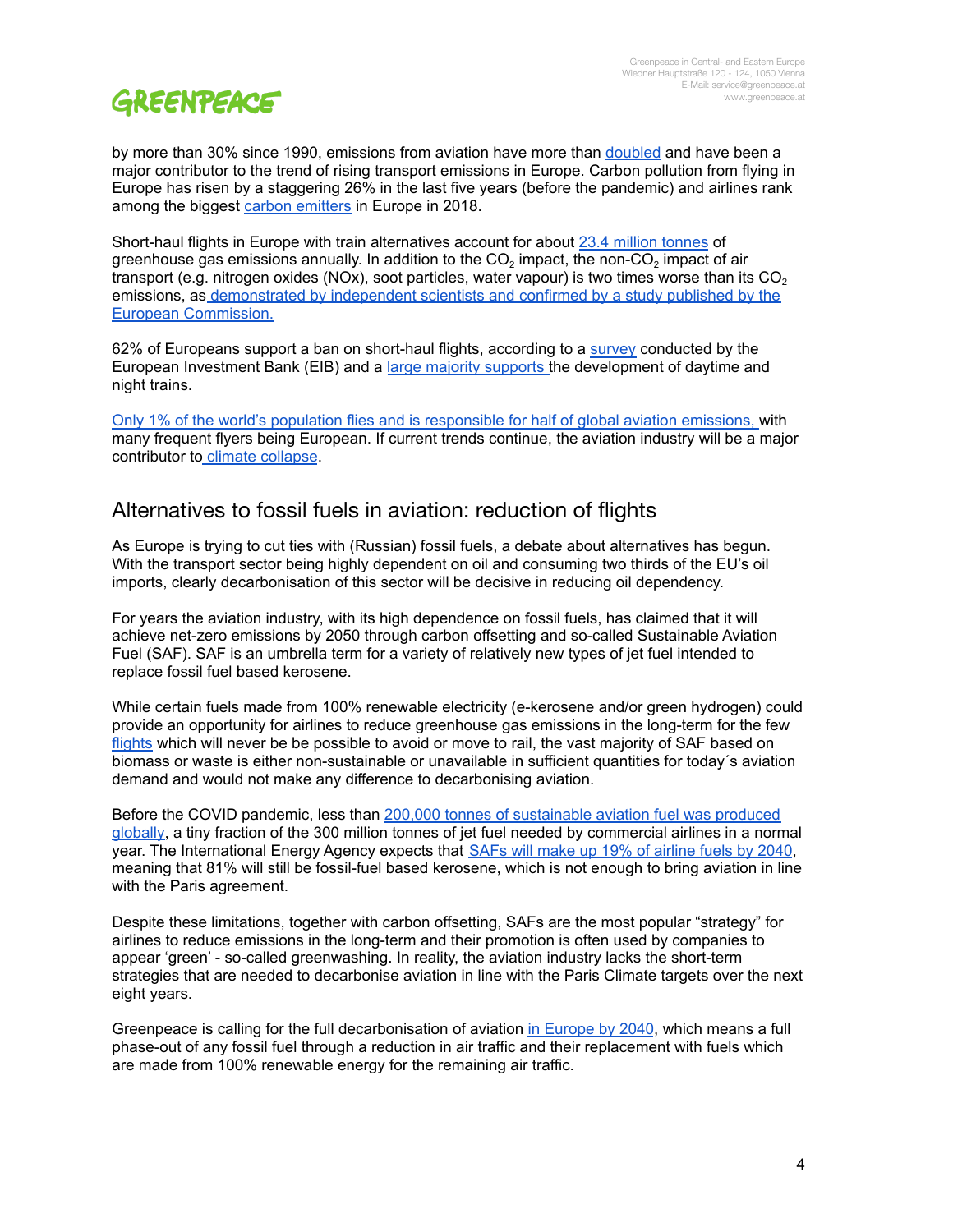by more than 30% since 1990, emissions from aviation have more than doubled and have been a major contributor to the trend of rising transport emissions in Europe. Carbon pollution from flying in Europe has risen by a staggering 26% in the last five years (before the pandemic) and airlines rank among the biggest carbon emitters in Europe in 2018.

Short-haul flights in Europe with train alternatives account for about 23.4 million tonnes of greenhouse gas emissions annually. In addition to the $CO_2$ impact, the non-$CO_2$ impact of air transport (e.g. nitrogen oxides (NOx), soot particles, water vapour) is two times worse than its $CO_2$ emissions, as demonstrated by independent scientists and confirmed by a study published by the European Commission.

62% of Europeans support a ban on short-haul flights, according to a survey conducted by the European Investment Bank (EIB) and a large majority supports the development of daytime and night trains.

Only 1% of the world's population flies and is responsible for half of global aviation emissions, with many frequent flyers being European. If current trends continue, the aviation industry will be a major contributor to climate collapse.

## Alternatives to fossil fuels in aviation: reduction of flights

As Europe is trying to cut ties with (Russian) fossil fuels, a debate about alternatives has begun. With the transport sector being highly dependent on oil and consuming two thirds of the EU's oil imports, clearly decarbonisation of this sector will be decisive in reducing oil dependency.

For years the aviation industry, with its high dependence on fossil fuels, has claimed that it will achieve net-zero emissions by 2050 through carbon offsetting and so-called Sustainable Aviation Fuel (SAF). SAF is an umbrella term for a variety of relatively new types of jet fuel intended to replace fossil fuel based kerosene.

While certain fuels made from 100% renewable electricity (e-kerosene and/or green hydrogen) could provide an opportunity for airlines to reduce greenhouse gas emissions in the long-term for the few flights which will never be be possible to avoid or move to rail, the vast majority of SAF based on biomass or waste is either non-sustainable or unavailable in sufficient quantities for today´s aviation demand and would not make any difference to decarbonising aviation.

Before the COVID pandemic, less than 200,000 tonnes of sustainable aviation fuel was produced globally, a tiny fraction of the 300 million tonnes of jet fuel needed by commercial airlines in a normal year. The International Energy Agency expects that SAFs will make up 19% of airline fuels by 2040, meaning that 81% will still be fossil-fuel based kerosene, which is not enough to bring aviation in line with the Paris agreement.

Despite these limitations, together with carbon offsetting, SAFs are the most popular "strategy" for airlines to reduce emissions in the long-term and their promotion is often used by companies to appear 'green' - so-called greenwashing. In reality, the aviation industry lacks the short-term strategies that are needed to decarbonise aviation in line with the Paris Climate targets over the next eight years.

Greenpeace is calling for the full decarbonisation of aviation in Europe by 2040, which means a full phase-out of any fossil fuel through a reduction in air traffic and their replacement with fuels which are made from 100% renewable energy for the remaining air traffic.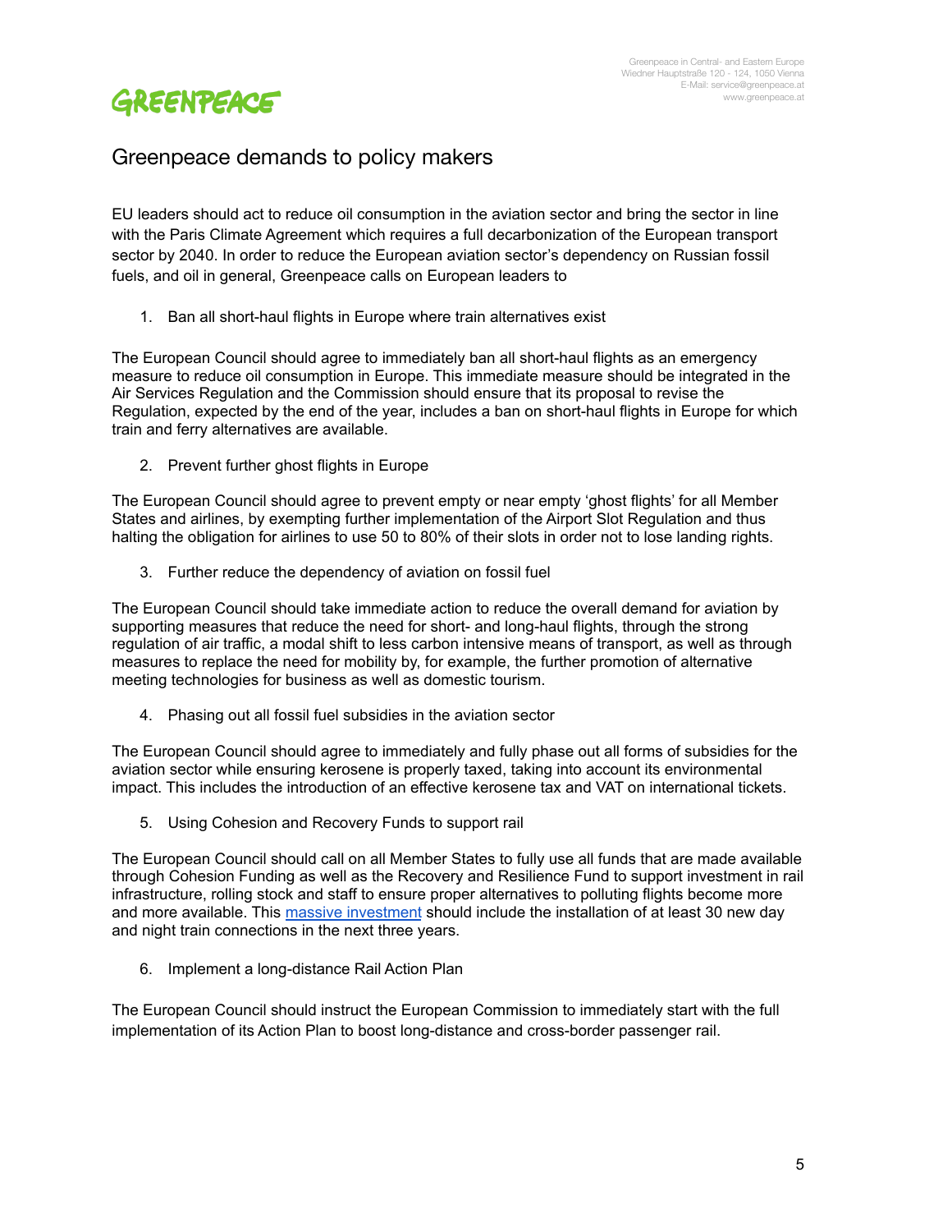# Greenpeace demands to policy makers

EU leaders should act to reduce oil consumption in the aviation sector and bring the sector in line with the Paris Climate Agreement which requires a full decarbonization of the European transport sector by 2040. In order to reduce the European aviation sector's dependency on Russian fossil fuels, and oil in general, Greenpeace calls on European leaders to

1. Ban all short-haul flights in Europe where train alternatives exist

The European Council should agree to immediately ban all short-haul flights as an emergency measure to reduce oil consumption in Europe. This immediate measure should be integrated in the Air Services Regulation and the Commission should ensure that its proposal to revise the Regulation, expected by the end of the year, includes a ban on short-haul flights in Europe for which train and ferry alternatives are available.

2. Prevent further ghost flights in Europe

The European Council should agree to prevent empty or near empty 'ghost flights' for all Member States and airlines, by exempting further implementation of the Airport Slot Regulation and thus halting the obligation for airlines to use 50 to 80% of their slots in order not to lose landing rights.

3. Further reduce the dependency of aviation on fossil fuel

The European Council should take immediate action to reduce the overall demand for aviation by supporting measures that reduce the need for short- and long-haul flights, through the strong regulation of air traffic, a modal shift to less carbon intensive means of transport, as well as through measures to replace the need for mobility by, for example, the further promotion of alternative meeting technologies for business as well as domestic tourism.

4. Phasing out all fossil fuel subsidies in the aviation sector

The European Council should agree to immediately and fully phase out all forms of subsidies for the aviation sector while ensuring kerosene is properly taxed, taking into account its environmental impact. This includes the introduction of an effective kerosene tax and VAT on international tickets.

5. Using Cohesion and Recovery Funds to support rail

The European Council should call on all Member States to fully use all funds that are made available through Cohesion Funding as well as the Recovery and Resilience Fund to support investment in rail infrastructure, rolling stock and staff to ensure proper alternatives to polluting flights become more and more available. This massive investment should include the installation of at least 30 new day and night train connections in the next three years.

6. Implement a long-distance Rail Action Plan

The European Council should instruct the European Commission to immediately start with the full implementation of its Action Plan to boost long-distance and cross-border passenger rail.